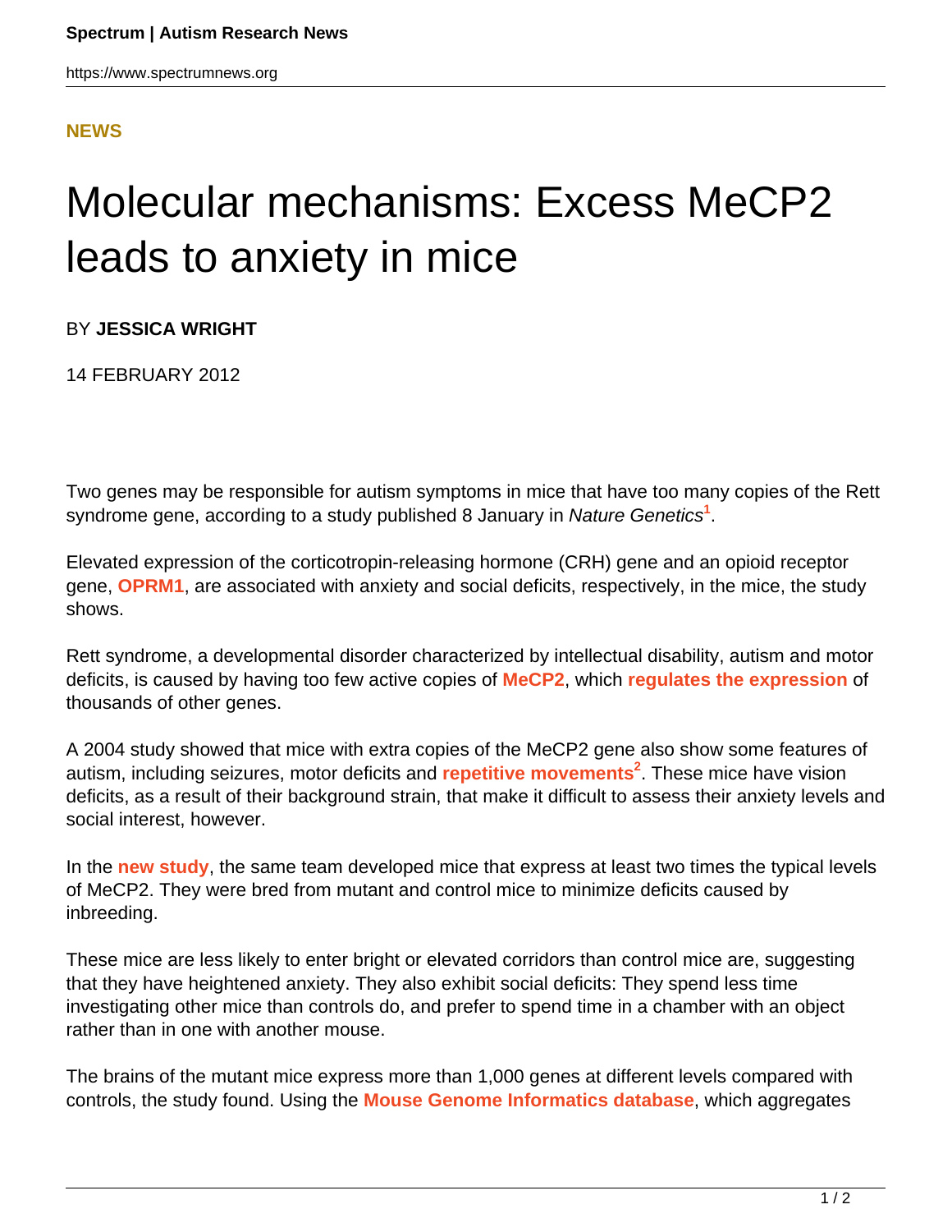**NEWS**

# Molecular mechanisms: Excess MeCP2 leads to anxiety in mice

BY **JESSICA WRIGHT**

14 FEBRUARY 2012

Two genes may be responsible for autism symptoms in mice that have too many copies of the Rett syndrome gene, according to a study published 8 January in *Nature Genetics*[1].

Elevated expression of the corticotropin-releasing hormone (CRH) gene and an opioid receptor gene, **OPRM1**, are associated with anxiety and social deficits, respectively, in the mice, the study shows.

Rett syndrome, a developmental disorder characterized by intellectual disability, autism and motor deficits, is caused by having too few active copies of **MeCP2**, which **regulates the expression** of thousands of other genes.

A 2004 study showed that mice with extra copies of the MeCP2 gene also show some features of autism, including seizures, motor deficits and **repetitive movements**[2]. These mice have vision deficits, as a result of their background strain, that make it difficult to assess their anxiety levels and social interest, however.

In the **new study**, the same team developed mice that express at least two times the typical levels of MeCP2. They were bred from mutant and control mice to minimize deficits caused by inbreeding.

These mice are less likely to enter bright or elevated corridors than control mice are, suggesting that they have heightened anxiety. They also exhibit social deficits: They spend less time investigating other mice than controls do, and prefer to spend time in a chamber with an object rather than in one with another mouse.

The brains of the mutant mice express more than 1,000 genes at different levels compared with controls, the study found. Using the **Mouse Genome Informatics database**, which aggregates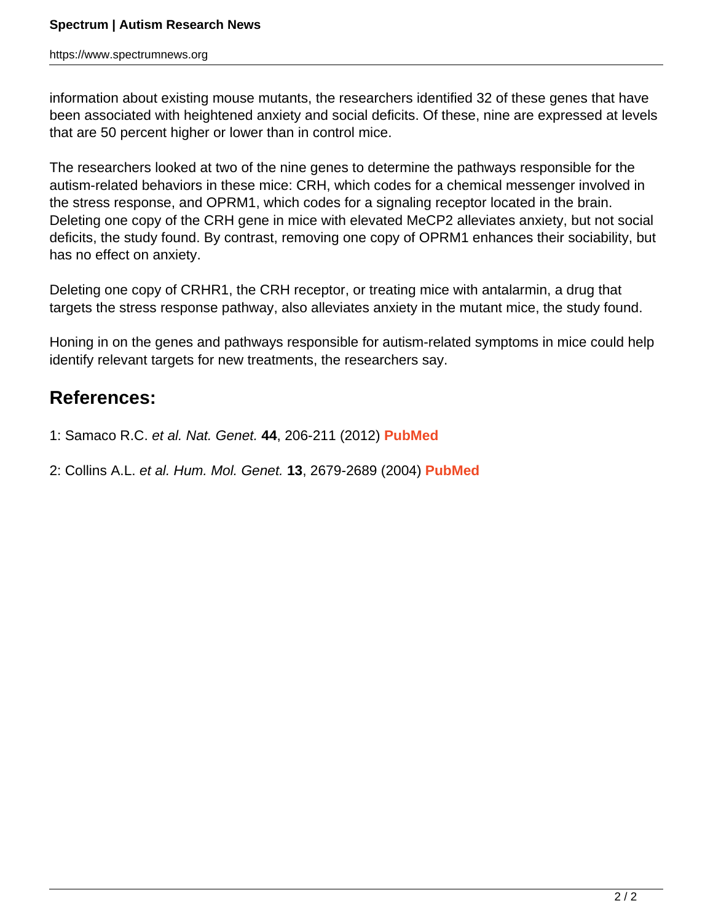information about existing mouse mutants, the researchers identified 32 of these genes that have been associated with heightened anxiety and social deficits. Of these, nine are expressed at levels that are 50 percent higher or lower than in control mice.

The researchers looked at two of the nine genes to determine the pathways responsible for the autism-related behaviors in these mice: CRH, which codes for a chemical messenger involved in the stress response, and OPRM1, which codes for a signaling receptor located in the brain. Deleting one copy of the CRH gene in mice with elevated MeCP2 alleviates anxiety, but not social deficits, the study found. By contrast, removing one copy of OPRM1 enhances their sociability, but has no effect on anxiety.

Deleting one copy of CRHR1, the CRH receptor, or treating mice with antalarmin, a drug that targets the stress response pathway, also alleviates anxiety in the mutant mice, the study found.

Honing in on the genes and pathways responsible for autism-related symptoms in mice could help identify relevant targets for new treatments, the researchers say.

## References:

1: Samaco R.C. *et al. Nat. Genet.* **44**, 206-211 (2012) **PubMed**

2: Collins A.L. *et al. Hum. Mol. Genet.* **13**, 2679-2689 (2004) **PubMed**